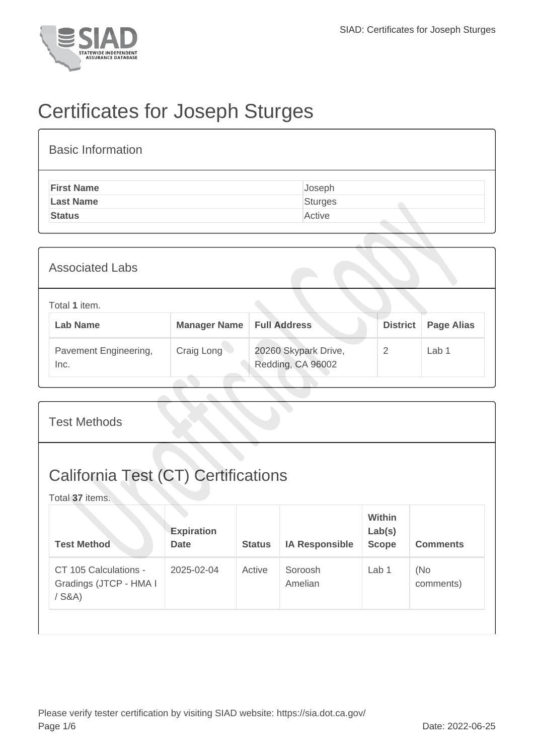# Certificates for Joseph Sturges

## Basic Information

| | |
|---|---|
| **First Name** | Joseph |
| **Last Name** | Sturges |
| **Status** | Active |

## Associated Labs

Total **1** item.

| Lab Name | Manager Name | Full Address | District | Page Alias |
|---|---|---|---|---|
| Pavement Engineering, Inc. | Craig Long | 20260 Skypark Drive, Redding, CA 96002 | 2 | Lab 1 |

## Test Methods

## California Test (CT) Certifications

Total **37** items.

| Test Method | Expiration Date | Status | IA Responsible | Within Lab(s) Scope | Comments |
|---|---|---|---|---|---|
| CT 105 Calculations - Gradings (JTCP - HMA I / S&A) | 2025-02-04 | Active | Soroosh Amelian | Lab 1 | (No comments) |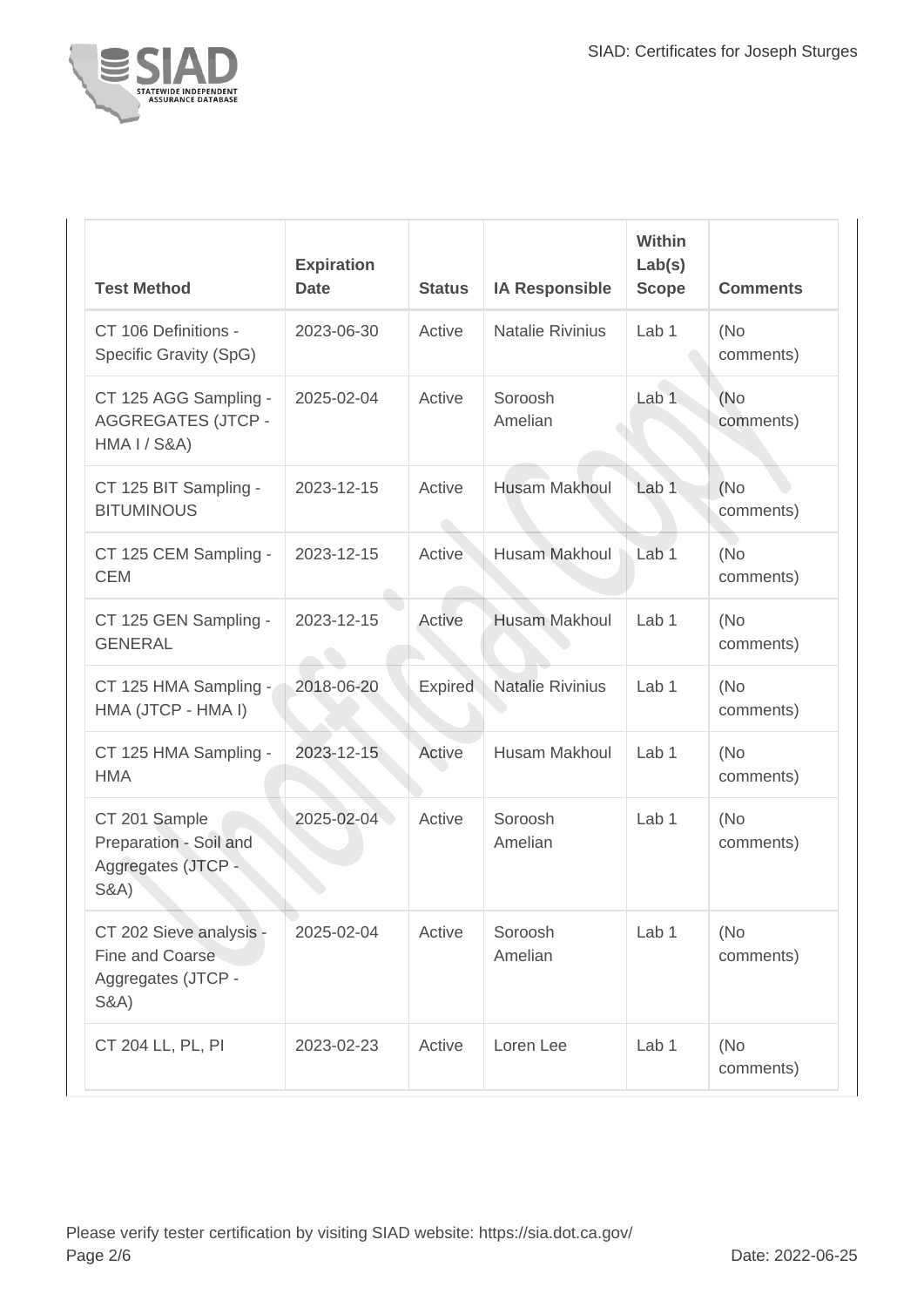| Test Method | Expiration Date | Status | IA Responsible | Within Lab(s) Scope | Comments |
|---|---|---|---|---|---|
| CT 106 Definitions - Specific Gravity (SpG) | 2023-06-30 | Active | Natalie Rivinius | Lab 1 | (No comments) |
| CT 125 AGG Sampling - AGGREGATES (JTCP - HMA I / S&A) | 2025-02-04 | Active | Soroosh Amelian | Lab 1 | (No comments) |
| CT 125 BIT Sampling - BITUMINOUS | 2023-12-15 | Active | Husam Makhoul | Lab 1 | (No comments) |
| CT 125 CEM Sampling - CEM | 2023-12-15 | Active | Husam Makhoul | Lab 1 | (No comments) |
| CT 125 GEN Sampling - GENERAL | 2023-12-15 | Active | Husam Makhoul | Lab 1 | (No comments) |
| CT 125 HMA Sampling - HMA (JTCP - HMA I) | 2018-06-20 | Expired | Natalie Rivinius | Lab 1 | (No comments) |
| CT 125 HMA Sampling - HMA | 2023-12-15 | Active | Husam Makhoul | Lab 1 | (No comments) |
| CT 201 Sample Preparation - Soil and Aggregates (JTCP - S&A) | 2025-02-04 | Active | Soroosh Amelian | Lab 1 | (No comments) |
| CT 202 Sieve analysis - Fine and Coarse Aggregates (JTCP - S&A) | 2025-02-04 | Active | Soroosh Amelian | Lab 1 | (No comments) |
| CT 204 LL, PL, PI | 2023-02-23 | Active | Loren Lee | Lab 1 | (No comments) |

Please verify tester certification by visiting SIAD website: https://sia.dot.ca.gov/

Date: 2022-06-25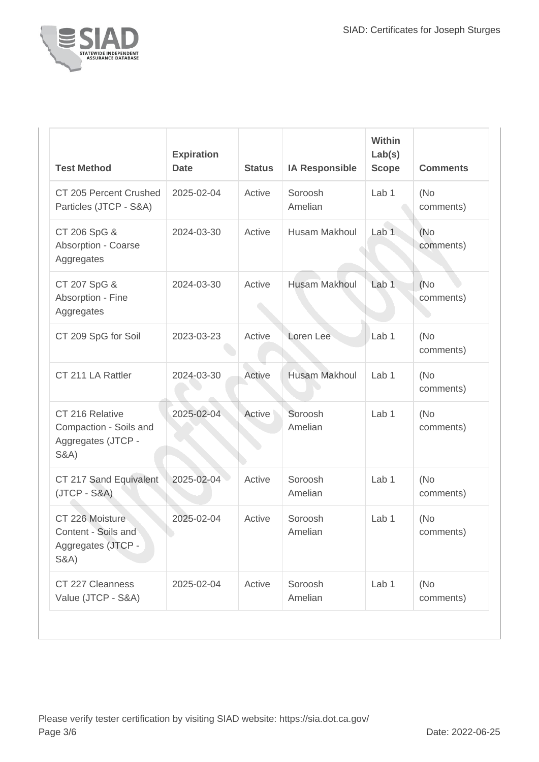| Test Method | Expiration Date | Status | IA Responsible | Within Lab(s) Scope | Comments |
|---|---|---|---|---|---|
| CT 205 Percent Crushed Particles (JTCP - S&A) | 2025-02-04 | Active | Soroosh Amelian | Lab 1 | (No comments) |
| CT 206 SpG & Absorption - Coarse Aggregates | 2024-03-30 | Active | Husam Makhoul | Lab 1 | (No comments) |
| CT 207 SpG & Absorption - Fine Aggregates | 2024-03-30 | Active | Husam Makhoul | Lab 1 | (No comments) |
| CT 209 SpG for Soil | 2023-03-23 | Active | Loren Lee | Lab 1 | (No comments) |
| CT 211 LA Rattler | 2024-03-30 | Active | Husam Makhoul | Lab 1 | (No comments) |
| CT 216 Relative Compaction - Soils and Aggregates (JTCP - S&A) | 2025-02-04 | Active | Soroosh Amelian | Lab 1 | (No comments) |
| CT 217 Sand Equivalent (JTCP - S&A) | 2025-02-04 | Active | Soroosh Amelian | Lab 1 | (No comments) |
| CT 226 Moisture Content - Soils and Aggregates (JTCP - S&A) | 2025-02-04 | Active | Soroosh Amelian | Lab 1 | (No comments) |
| CT 227 Cleanness Value (JTCP - S&A) | 2025-02-04 | Active | Soroosh Amelian | Lab 1 | (No comments) |

Please verify tester certification by visiting SIAD website: https://sia.dot.ca.gov/

Date: 2022-06-25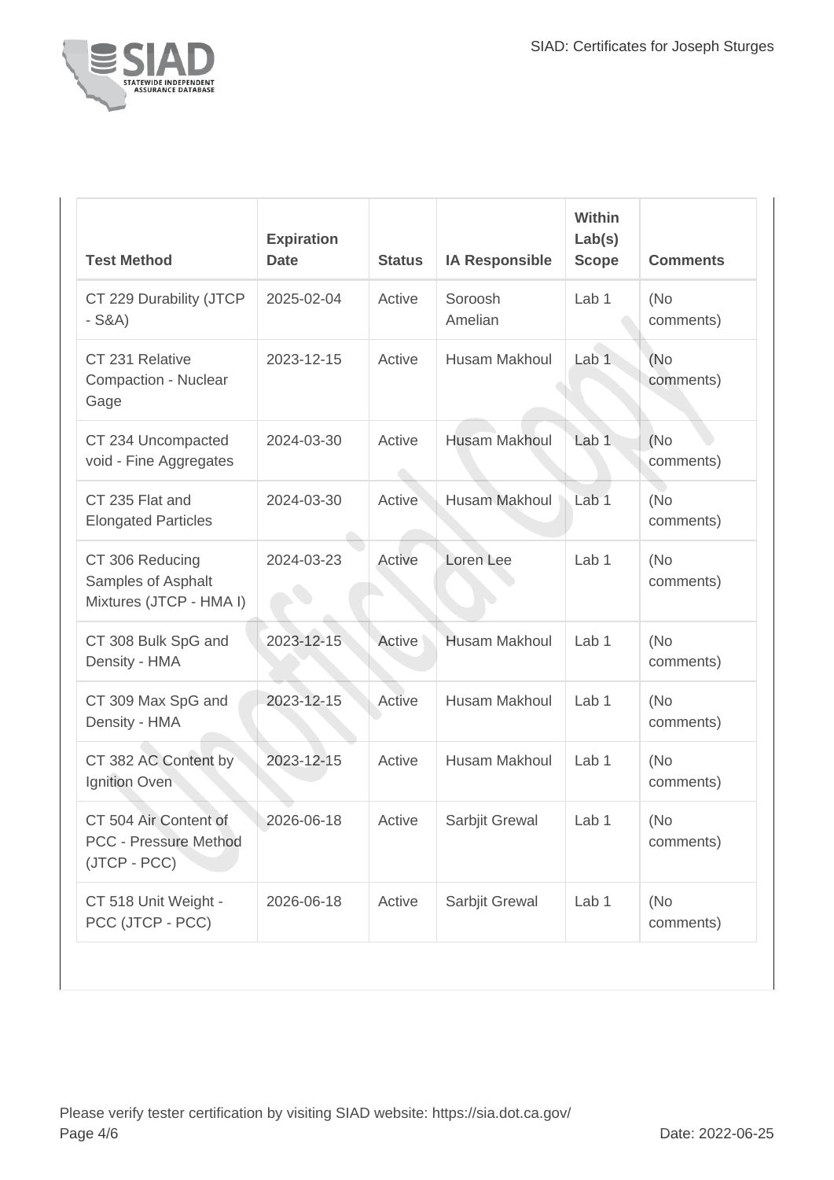| Test Method | Expiration Date | Status | IA Responsible | Within Lab(s) Scope | Comments |
|---|---|---|---|---|---|
| CT 229 Durability (JTCP - S&A) | 2025-02-04 | Active | Soroosh Amelian | Lab 1 | (No comments) |
| CT 231 Relative Compaction - Nuclear Gage | 2023-12-15 | Active | Husam Makhoul | Lab 1 | (No comments) |
| CT 234 Uncompacted void - Fine Aggregates | 2024-03-30 | Active | Husam Makhoul | Lab 1 | (No comments) |
| CT 235 Flat and Elongated Particles | 2024-03-30 | Active | Husam Makhoul | Lab 1 | (No comments) |
| CT 306 Reducing Samples of Asphalt Mixtures (JTCP - HMA I) | 2024-03-23 | Active | Loren Lee | Lab 1 | (No comments) |
| CT 308 Bulk SpG and Density - HMA | 2023-12-15 | Active | Husam Makhoul | Lab 1 | (No comments) |
| CT 309 Max SpG and Density - HMA | 2023-12-15 | Active | Husam Makhoul | Lab 1 | (No comments) |
| CT 382 AC Content by Ignition Oven | 2023-12-15 | Active | Husam Makhoul | Lab 1 | (No comments) |
| CT 504 Air Content of PCC - Pressure Method (JTCP - PCC) | 2026-06-18 | Active | Sarbjit Grewal | Lab 1 | (No comments) |
| CT 518 Unit Weight - PCC (JTCP - PCC) | 2026-06-18 | Active | Sarbjit Grewal | Lab 1 | (No comments) |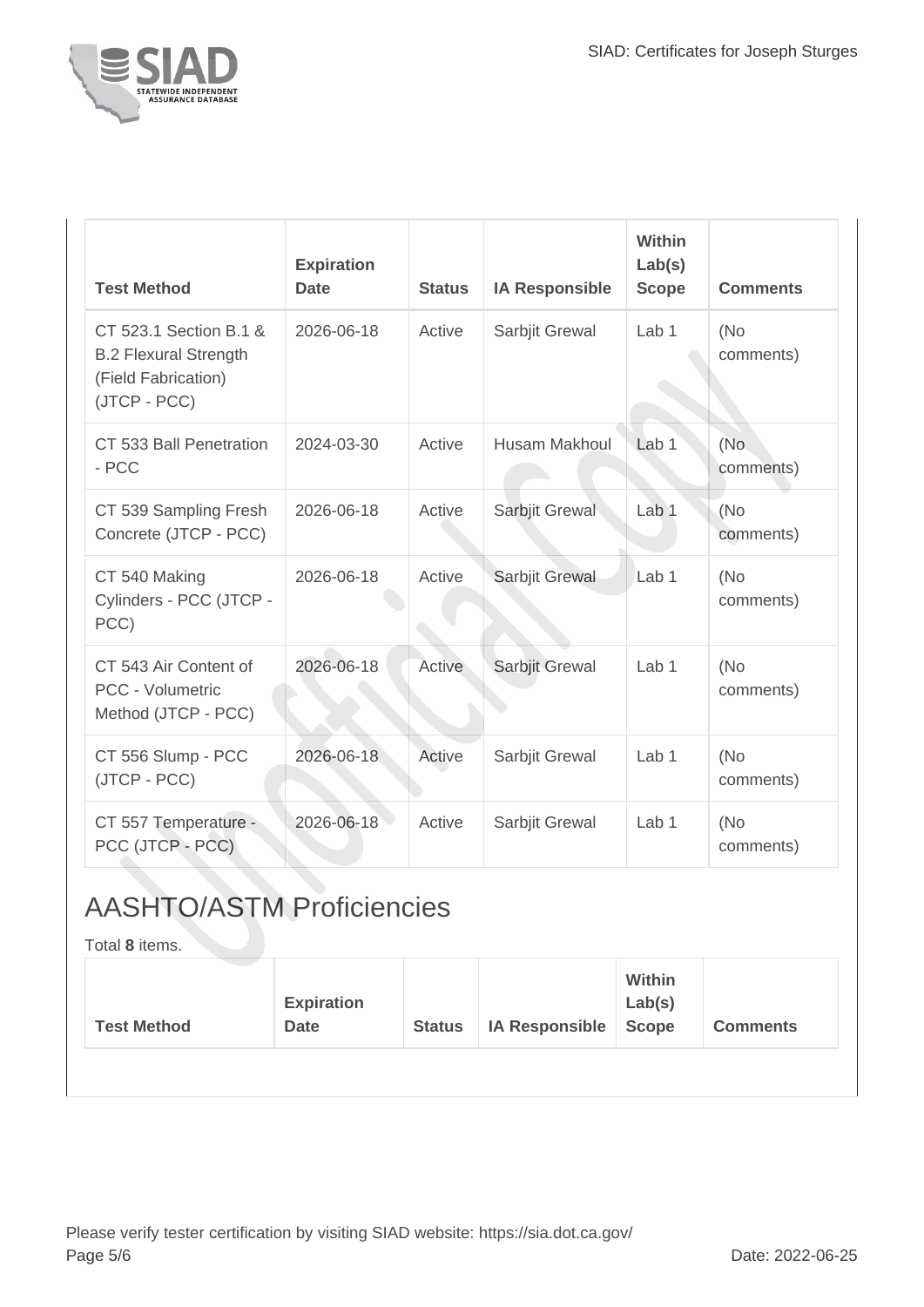| Test Method | Expiration Date | Status | IA Responsible | Within Lab(s) Scope | Comments |
|---|---|---|---|---|---|
| CT 523.1 Section B.1 & B.2 Flexural Strength (Field Fabrication) (JTCP - PCC) | 2026-06-18 | Active | Sarbjit Grewal | Lab 1 | (No comments) |
| CT 533 Ball Penetration - PCC | 2024-03-30 | Active | Husam Makhoul | Lab 1 | (No comments) |
| CT 539 Sampling Fresh Concrete (JTCP - PCC) | 2026-06-18 | Active | Sarbjit Grewal | Lab 1 | (No comments) |
| CT 540 Making Cylinders - PCC (JTCP - PCC) | 2026-06-18 | Active | Sarbjit Grewal | Lab 1 | (No comments) |
| CT 543 Air Content of PCC - Volumetric Method (JTCP - PCC) | 2026-06-18 | Active | Sarbjit Grewal | Lab 1 | (No comments) |
| CT 556 Slump - PCC (JTCP - PCC) | 2026-06-18 | Active | Sarbjit Grewal | Lab 1 | (No comments) |
| CT 557 Temperature - PCC (JTCP - PCC) | 2026-06-18 | Active | Sarbjit Grewal | Lab 1 | (No comments) |

## AASHTO/ASTM Proficiencies

Total **8** items.

| Test Method | Expiration Date | Status | IA Responsible | Within Lab(s) Scope | Comments |
|---|---|---|---|---|---|

Please verify tester certification by visiting SIAD website: https://sia.dot.ca.gov/

Date: 2022-06-25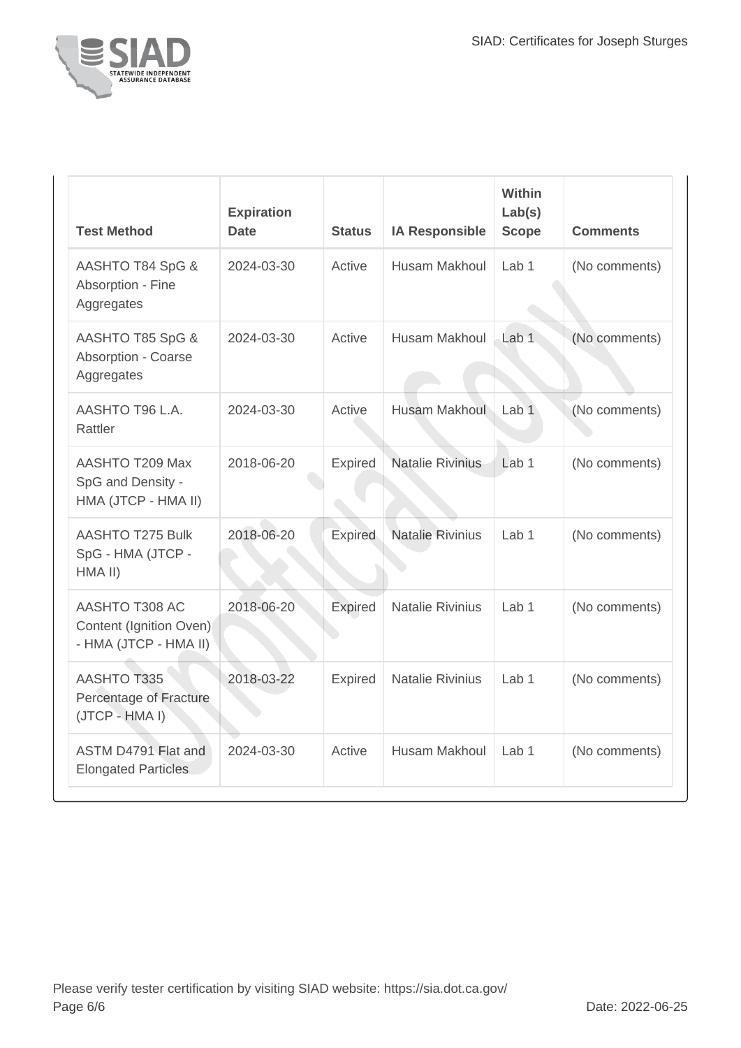| Test Method | Expiration Date | Status | IA Responsible | Within Lab(s) Scope | Comments |
|---|---|---|---|---|---|
| AASHTO T84 SpG & Absorption - Fine Aggregates | 2024-03-30 | Active | Husam Makhoul | Lab 1 | (No comments) |
| AASHTO T85 SpG & Absorption - Coarse Aggregates | 2024-03-30 | Active | Husam Makhoul | Lab 1 | (No comments) |
| AASHTO T96 L.A. Rattler | 2024-03-30 | Active | Husam Makhoul | Lab 1 | (No comments) |
| AASHTO T209 Max SpG and Density - HMA (JTCP - HMA II) | 2018-06-20 | Expired | Natalie Rivinius | Lab 1 | (No comments) |
| AASHTO T275 Bulk SpG - HMA (JTCP - HMA II) | 2018-06-20 | Expired | Natalie Rivinius | Lab 1 | (No comments) |
| AASHTO T308 AC Content (Ignition Oven) - HMA (JTCP - HMA II) | 2018-06-20 | Expired | Natalie Rivinius | Lab 1 | (No comments) |
| AASHTO T335 Percentage of Fracture (JTCP - HMA I) | 2018-03-22 | Expired | Natalie Rivinius | Lab 1 | (No comments) |
| ASTM D4791 Flat and Elongated Particles | 2024-03-30 | Active | Husam Makhoul | Lab 1 | (No comments) |

Please verify tester certification by visiting SIAD website: https://sia.dot.ca.gov/

Date: 2022-06-25